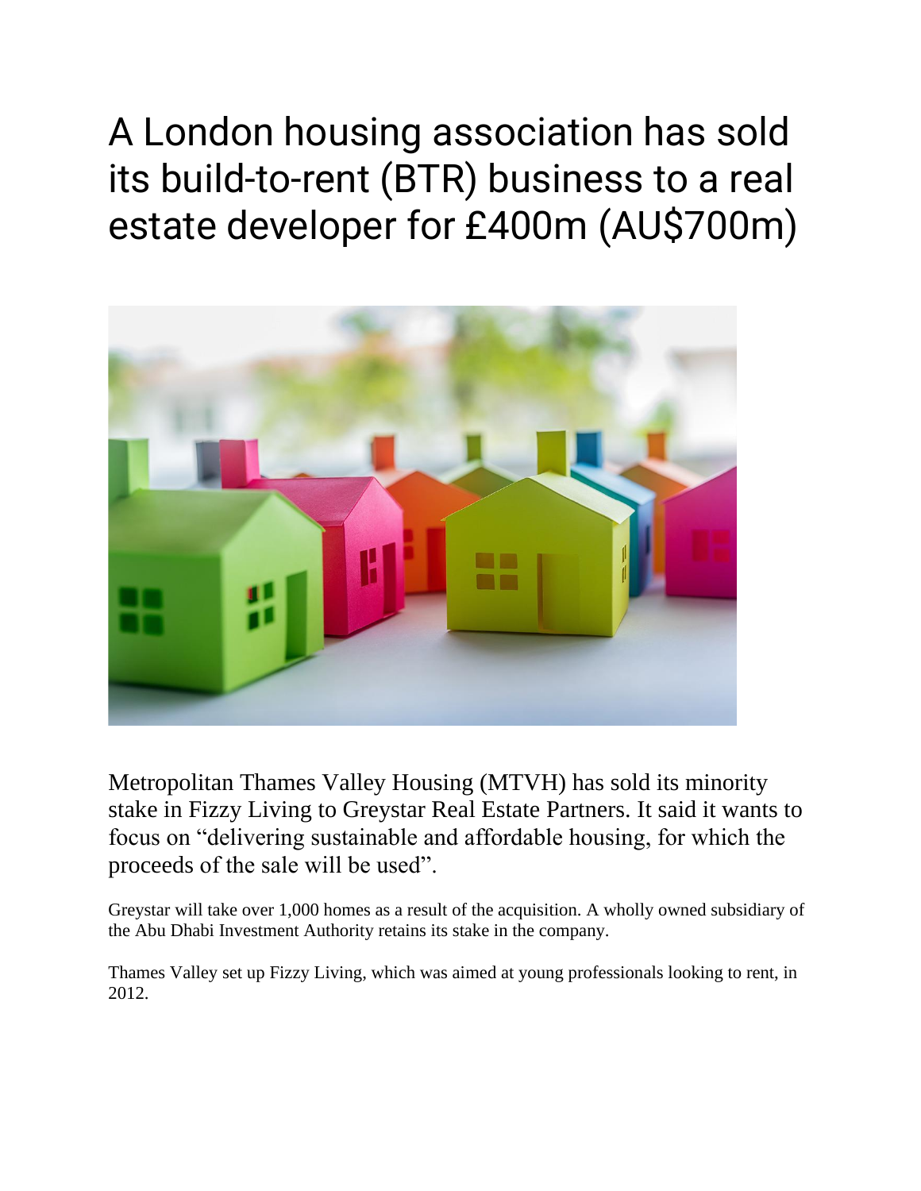# A London housing association has sold its build-to-rent (BTR) business to a real estate developer for £400m (AU$700m)

Metropolitan Thames Valley Housing (MTVH) has sold its minority stake in Fizzy Living to Greystar Real Estate Partners. It said it wants to focus on "delivering sustainable and affordable housing, for which the proceeds of the sale will be used".

Greystar will take over 1,000 homes as a result of the acquisition. A wholly owned subsidiary of the Abu Dhabi Investment Authority retains its stake in the company.

Thames Valley set up Fizzy Living, which was aimed at young professionals looking to rent, in 2012.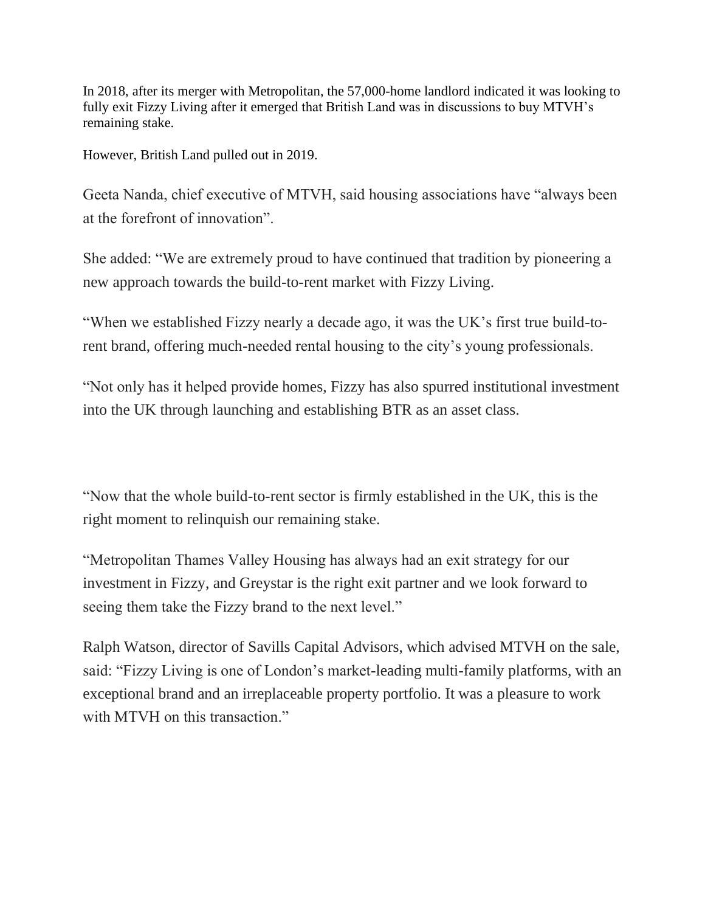In 2018, after its merger with Metropolitan, the 57,000-home landlord indicated it was looking to fully exit Fizzy Living after it emerged that British Land was in discussions to buy MTVH's remaining stake.

However, British Land pulled out in 2019.

Geeta Nanda, chief executive of MTVH, said housing associations have "always been at the forefront of innovation".

She added: "We are extremely proud to have continued that tradition by pioneering a new approach towards the build-to-rent market with Fizzy Living.

"When we established Fizzy nearly a decade ago, it was the UK's first true build-to-rent brand, offering much-needed rental housing to the city's young professionals.

"Not only has it helped provide homes, Fizzy has also spurred institutional investment into the UK through launching and establishing BTR as an asset class.

"Now that the whole build-to-rent sector is firmly established in the UK, this is the right moment to relinquish our remaining stake.

"Metropolitan Thames Valley Housing has always had an exit strategy for our investment in Fizzy, and Greystar is the right exit partner and we look forward to seeing them take the Fizzy brand to the next level."

Ralph Watson, director of Savills Capital Advisors, which advised MTVH on the sale, said: "Fizzy Living is one of London's market-leading multi-family platforms, with an exceptional brand and an irreplaceable property portfolio. It was a pleasure to work with MTVH on this transaction."